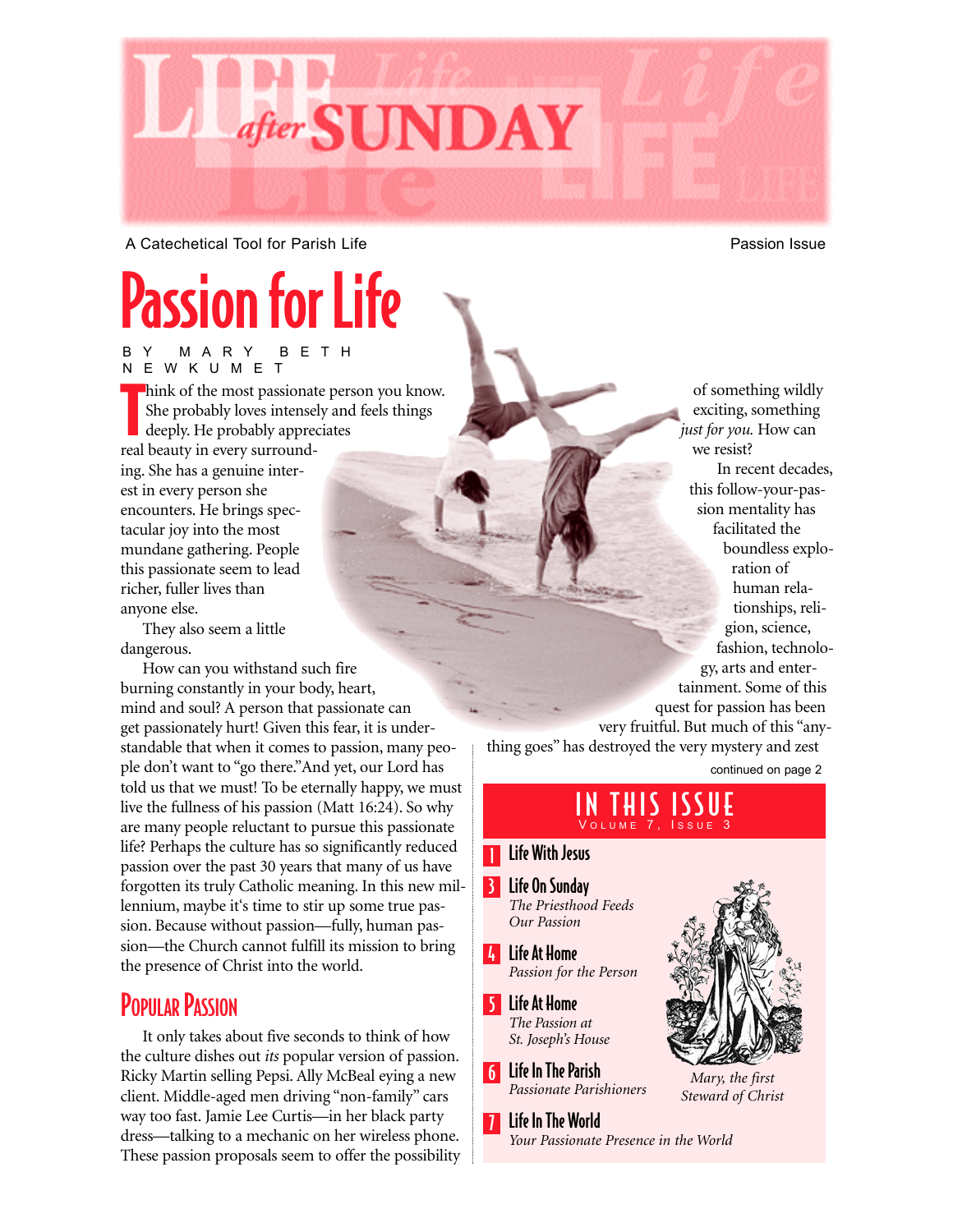# LIFE after SUNDAY

A Catechetical Tool for Parish Life

Passion Issue

# Passion for Life

BY MARY BETH NEWKUMET

Think of the most passionate person you know. She probably loves intensely and feels things deeply. He probably appreciates real beauty in every surrounding. She has a genuine interest in every person she encounters. He brings spectacular joy into the most mundane gathering. People this passionate seem to lead richer, fuller lives than anyone else.

They also seem a little dangerous.

How can you withstand such fire burning constantly in your body, heart, mind and soul? A person that passionate can get passionately hurt! Given this fear, it is understandable that when it comes to passion, many people don't want to "go there." And yet, our Lord has told us that we must! To be eternally happy, we must live the fullness of his passion (Matt 16:24). So why are many people reluctant to pursue this passionate life? Perhaps the culture has so significantly reduced passion over the past 30 years that many of us have forgotten its truly Catholic meaning. In this new millennium, maybe it's time to stir up some true passion. Because without passion—fully, human passion—the Church cannot fulfill its mission to bring the presence of Christ into the world.

## Popular Passion

It only takes about five seconds to think of how the culture dishes out *its* popular version of passion. Ricky Martin selling Pepsi. Ally McBeal eying a new client. Middle-aged men driving "non-family" cars way too fast. Jamie Lee Curtis—in her black party dress—talking to a mechanic on her wireless phone. These passion proposals seem to offer the possibility of something wildly exciting, something *just for you.* How can we resist?

In recent decades, this follow-your-passion mentality has facilitated the boundless exploration of human relationships, religion, science, fashion, technology, arts and entertainment. Some of this quest for passion has been very fruitful. But much of this "anything goes" has destroyed the very mystery and zest

continued on page 2

## IN THIS ISSUE
Volume 7, Issue 3

- **1** Life With Jesus
- **3** Life On Sunday — *The Priesthood Feeds Our Passion*
- **4** Life At Home — *Passion for the Person*
- **5** Life At Home — *The Passion at St. Joseph's House*
- **6** Life In The Parish — *Passionate Parishioners*
- **7** Life In The World — *Your Passionate Presence in the World*

*Mary, the first Steward of Christ*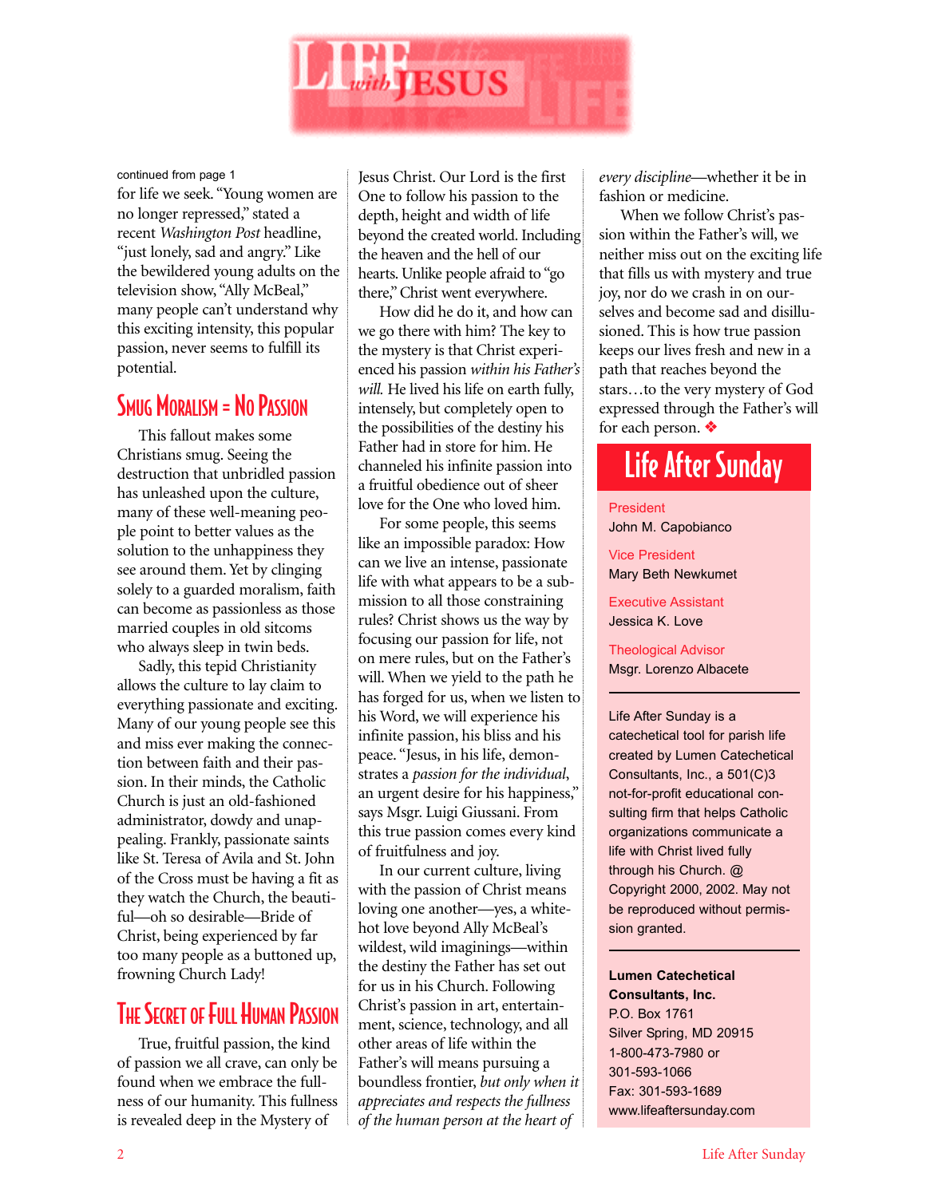# LIFE with JESUS

continued from page 1

for life we seek. "Young women are no longer repressed," stated a recent *Washington Post* headline, "just lonely, sad and angry." Like the bewildered young adults on the television show, "Ally McBeal," many people can't understand why this exciting intensity, this popular passion, never seems to fulfill its potential.

## Smug Moralism = No Passion

This fallout makes some Christians smug. Seeing the destruction that unbridled passion has unleashed upon the culture, many of these well-meaning people point to better values as the solution to the unhappiness they see around them. Yet by clinging solely to a guarded moralism, faith can become as passionless as those married couples in old sitcoms who always sleep in twin beds.

Sadly, this tepid Christianity allows the culture to lay claim to everything passionate and exciting. Many of our young people see this and miss ever making the connection between faith and their passion. In their minds, the Catholic Church is just an old-fashioned administrator, dowdy and unappealing. Frankly, passionate saints like St. Teresa of Avila and St. John of the Cross must be having a fit as they watch the Church, the beautiful—oh so desirable—Bride of Christ, being experienced by far too many people as a buttoned up, frowning Church Lady!

## The Secret of Full Human Passion

True, fruitful passion, the kind of passion we all crave, can only be found when we embrace the fullness of our humanity. This fullness is revealed deep in the Mystery of Jesus Christ. Our Lord is the first One to follow his passion to the depth, height and width of life beyond the created world. Including the heaven and the hell of our hearts. Unlike people afraid to "go there," Christ went everywhere.

How did he do it, and how can we go there with him? The key to the mystery is that Christ experienced his passion *within his Father's will.* He lived his life on earth fully, intensely, but completely open to the possibilities of the destiny his Father had in store for him. He channeled his infinite passion into a fruitful obedience out of sheer love for the One who loved him.

For some people, this seems like an impossible paradox: How can we live an intense, passionate life with what appears to be a submission to all those constraining rules? Christ shows us the way by focusing our passion for life, not on mere rules, but on the Father's will. When we yield to the path he has forged for us, when we listen to his Word, we will experience his infinite passion, his bliss and his peace. "Jesus, in his life, demonstrates a *passion for the individual*, an urgent desire for his happiness," says Msgr. Luigi Giussani. From this true passion comes every kind of fruitfulness and joy.

In our current culture, living with the passion of Christ means loving one another—yes, a white-hot love beyond Ally McBeal's wildest, wild imaginings—within the destiny the Father has set out for us in his Church. Following Christ's passion in art, entertainment, science, technology, and all other areas of life within the Father's will means pursuing a boundless frontier, *but only when it appreciates and respects the fullness of the human person at the heart of every discipline*—whether it be in fashion or medicine.

When we follow Christ's passion within the Father's will, we neither miss out on the exciting life that fills us with mystery and true joy, nor do we crash in on ourselves and become sad and disillusioned. This is how true passion keeps our lives fresh and new in a path that reaches beyond the stars…to the very mystery of God expressed through the Father's will for each person. ❖

## Life After Sunday

President
John M. Capobianco

Vice President
Mary Beth Newkumet

Executive Assistant
Jessica K. Love

Theological Advisor
Msgr. Lorenzo Albacete

---

Life After Sunday is a catechetical tool for parish life created by Lumen Catechetical Consultants, Inc., a 501(C)3 not-for-profit educational consulting firm that helps Catholic organizations communicate a life with Christ lived fully through his Church. @ Copyright 2000, 2002. May not be reproduced without permission granted.

---

**Lumen Catechetical Consultants, Inc.**
P.O. Box 1761
Silver Spring, MD 20915
1-800-473-7980 or
301-593-1066
Fax: 301-593-1689
www.lifeaftersunday.com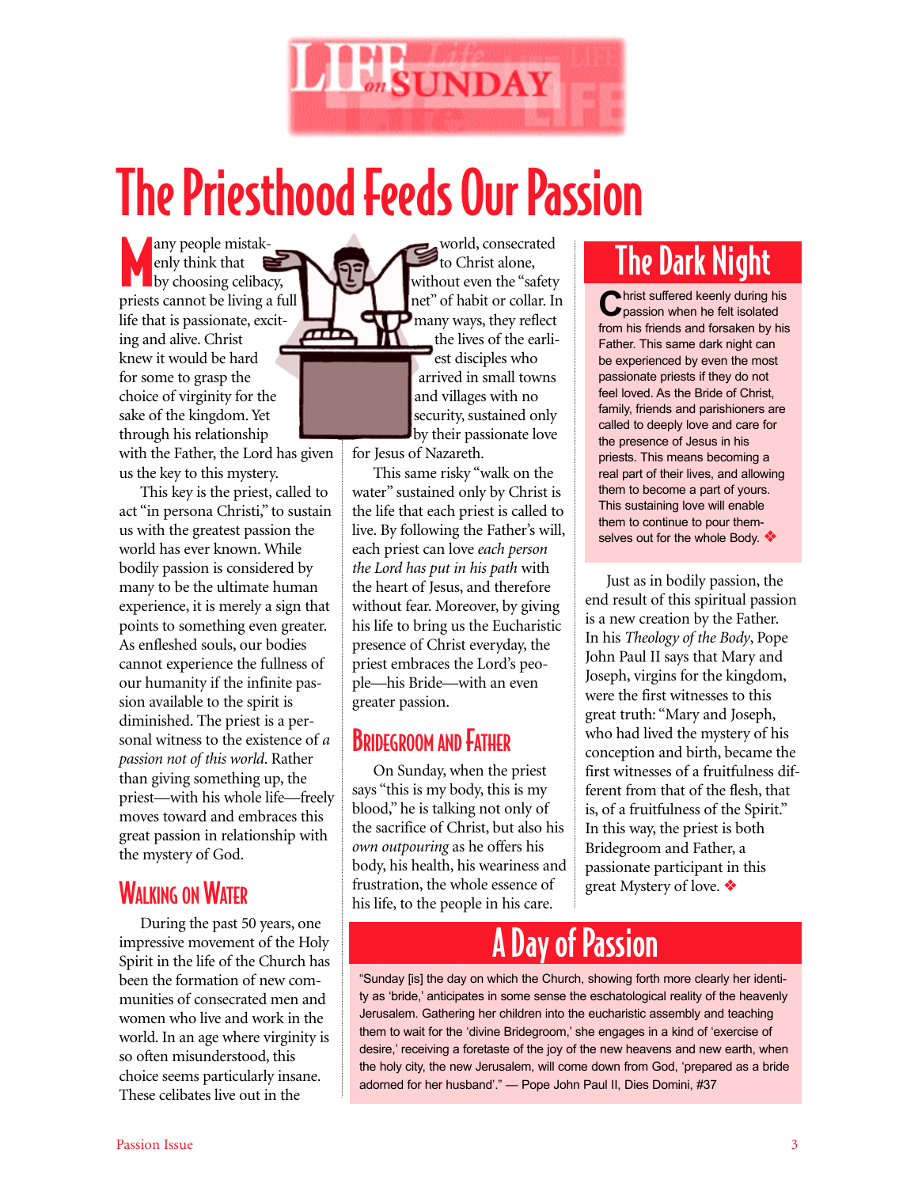# The Priesthood Feeds Our Passion

Many people mistakenly think that by choosing celibacy, priests cannot be living a full life that is passionate, exciting and alive. Christ knew it would be hard for some to grasp the choice of virginity for the sake of the kingdom. Yet through his relationship with the Father, the Lord has given us the key to this mystery.

This key is the priest, called to act "in persona Christi," to sustain us with the greatest passion the world has ever known. While bodily passion is considered by many to be the ultimate human experience, it is merely a sign that points to something even greater. As enfleshed souls, our bodies cannot experience the fullness of our humanity if the infinite passion available to the spirit is diminished. The priest is a personal witness to the existence of *a passion not of this world*. Rather than giving something up, the priest—with his whole life—freely moves toward and embraces this great passion in relationship with the mystery of God.

## Walking on Water

During the past 50 years, one impressive movement of the Holy Spirit in the life of the Church has been the formation of new communities of consecrated men and women who live and work in the world. In an age where virginity is so often misunderstood, this choice seems particularly insane. These celibates live out in the world, consecrated to Christ alone, without even the "safety net" of habit or collar. In many ways, they reflect the lives of the earliest disciples who arrived in small towns and villages with no security, sustained only by their passionate love for Jesus of Nazareth.

This same risky "walk on the water" sustained only by Christ is the life that each priest is called to live. By following the Father's will, each priest can love *each person the Lord has put in his path* with the heart of Jesus, and therefore without fear. Moreover, by giving his life to bring us the Eucharistic presence of Christ everyday, the priest embraces the Lord's people—his Bride—with an even greater passion.

## Bridegroom and Father

On Sunday, when the priest says "this is my body, this is my blood," he is talking not only of the sacrifice of Christ, but also his *own outpouring* as he offers his body, his health, his weariness and frustration, the whole essence of his life, to the people in his care.

Just as in bodily passion, the end result of this spiritual passion is a new creation by the Father. In his *Theology of the Body*, Pope John Paul II says that Mary and Joseph, virgins for the kingdom, were the first witnesses to this great truth: "Mary and Joseph, who had lived the mystery of his conception and birth, became the first witnesses of a fruitfulness different from that of the flesh, that is, of a fruitfulness of the Spirit." In this way, the priest is both Bridegroom and Father, a passionate participant in this great Mystery of love. ❖

## The Dark Night

Christ suffered keenly during his passion when he felt isolated from his friends and forsaken by his Father. This same dark night can be experienced by even the most passionate priests if they do not feel loved. As the Bride of Christ, family, friends and parishioners are called to deeply love and care for the presence of Jesus in his priests. This means becoming a real part of their lives, and allowing them to become a part of yours. This sustaining love will enable them to continue to pour themselves out for the whole Body. ❖

## A Day of Passion

"Sunday [is] the day on which the Church, showing forth more clearly her identity as 'bride,' anticipates in some sense the eschatological reality of the heavenly Jerusalem. Gathering her children into the eucharistic assembly and teaching them to wait for the 'divine Bridegroom,' she engages in a kind of 'exercise of desire,' receiving a foretaste of the joy of the new heavens and new earth, when the holy city, the new Jerusalem, will come down from God, 'prepared as a bride adorned for her husband'." — Pope John Paul II, Dies Domini, #37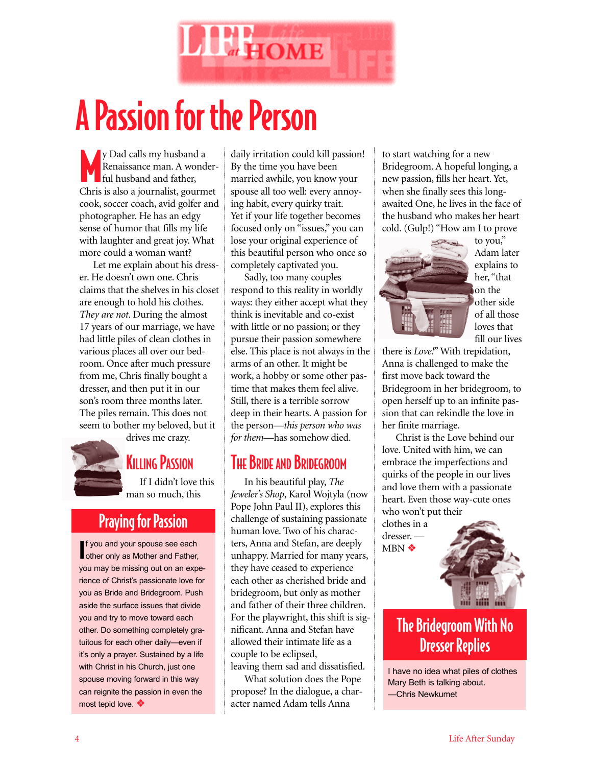# A Passion for the Person

My Dad calls my husband a Renaissance man. A wonderful husband and father, Chris is also a journalist, gourmet cook, soccer coach, avid golfer and photographer. He has an edgy sense of humor that fills my life with laughter and great joy. What more could a woman want?

Let me explain about his dresser. He doesn't own one. Chris claims that the shelves in his closet are enough to hold his clothes. *They are not.* During the almost 17 years of our marriage, we have had little piles of clean clothes in various places all over our bedroom. Once after much pressure from me, Chris finally bought a dresser, and then put it in our son's room three months later. The piles remain. This does not seem to bother my beloved, but it drives me crazy.

## Killing Passion

If I didn't love this man so much, this daily irritation could kill passion! By the time you have been married awhile, you know your spouse all too well: every annoying habit, every quirky trait. Yet if your life together becomes focused only on "issues," you can lose your original experience of this beautiful person who once so completely captivated you.

Sadly, too many couples respond to this reality in worldly ways: they either accept what they think is inevitable and co-exist with little or no passion; or they pursue their passion somewhere else. This place is not always in the arms of an other. It might be work, a hobby or some other pastime that makes them feel alive. Still, there is a terrible sorrow deep in their hearts. A passion for the person—*this person who was for them*—has somehow died.

## The Bride and Bridegroom

In his beautiful play, *The Jeweler's Shop*, Karol Wojtyla (now Pope John Paul II), explores this challenge of sustaining passionate human love. Two of his characters, Anna and Stefan, are deeply unhappy. Married for many years, they have ceased to experience each other as cherished bride and bridegroom, but only as mother and father of their three children. For the playwright, this shift is significant. Anna and Stefan have allowed their intimate life as a couple to be eclipsed, leaving them sad and dissatisfied.

What solution does the Pope propose? In the dialogue, a character named Adam tells Anna to start watching for a new Bridegroom. A hopeful longing, a new passion, fills her heart. Yet, when she finally sees this long-awaited One, he lives in the face of the husband who makes her heart cold. (Gulp!) "How am I to prove to you," Adam later explains to her, "that on the other side of all those loves that fill our lives there is *Love!*" With trepidation, Anna is challenged to make the first move back toward the Bridegroom in her bridegroom, to open herself up to an infinite passion that can rekindle the love in her finite marriage.

Christ is the Love behind our love. United with him, we can embrace the imperfections and quirks of the people in our lives and love them with a passionate heart. Even those way-cute ones who won't put their clothes in a dresser. —MBN ❖

## Praying for Passion

If you and your spouse see each other only as Mother and Father, you may be missing out on an experience of Christ's passionate love for you as Bride and Bridegroom. Push aside the surface issues that divide you and try to move toward each other. Do something completely gratuitous for each other daily—even if it's only a prayer. Sustained by a life with Christ in his Church, just one spouse moving forward in this way can reignite the passion in even the most tepid love. ❖

## The Bridegroom With No Dresser Replies

I have no idea what piles of clothes Mary Beth is talking about.
—Chris Newkumet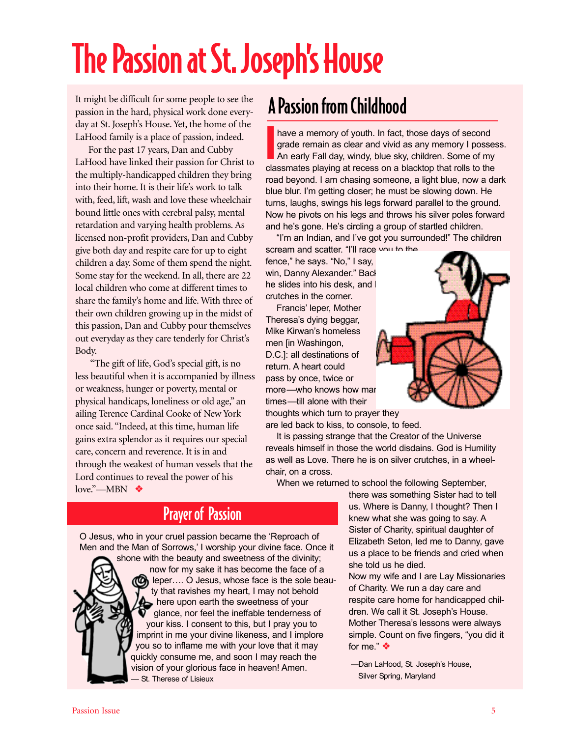# The Passion at St. Joseph's House

It might be difficult for some people to see the passion in the hard, physical work done everyday at St. Joseph's House. Yet, the home of the LaHood family is a place of passion, indeed.

For the past 17 years, Dan and Cubby LaHood have linked their passion for Christ to the multiply-handicapped children they bring into their home. It is their life's work to talk with, feed, lift, wash and love these wheelchair bound little ones with cerebral palsy, mental retardation and varying health problems. As licensed non-profit providers, Dan and Cubby give both day and respite care for up to eight children a day. Some of them spend the night. Some stay for the weekend. In all, there are 22 local children who come at different times to share the family's home and life. With three of their own children growing up in the midst of this passion, Dan and Cubby pour themselves out everyday as they care tenderly for Christ's Body.

"The gift of life, God's special gift, is no less beautiful when it is accompanied by illness or weakness, hunger or poverty, mental or physical handicaps, loneliness or old age," an ailing Terence Cardinal Cooke of New York once said. "Indeed, at this time, human life gains extra splendor as it requires our special care, concern and reverence. It is in and through the weakest of human vessels that the Lord continues to reveal the power of his love."—MBN ❖

## A Passion from Childhood

I have a memory of youth. In fact, those days of second grade remain as clear and vivid as any memory I possess. An early Fall day, windy, blue sky, children. Some of my classmates playing at recess on a blacktop that rolls to the road beyond. I am chasing someone, a light blue, now a dark blue blur. I'm getting closer; he must be slowing down. He turns, laughs, swings his legs forward parallel to the ground. Now he pivots on his legs and throws his silver poles forward and he's gone. He's circling a group of startled children.

"I'm an Indian, and I've got you surrounded!" The children scream and scatter. "I'll race you to the fence," he says. "No," I say, win, Danny Alexander." Back he slides into his desk, and crutches in the corner.

Francis' leper, Mother Theresa's dying beggar, Mike Kirwan's homeless men [in Washington, D.C.]: all destinations of return. A heart could pass by once, twice or more—who knows how many times—till alone with their thoughts which turn to prayer they are led back to kiss, to console, to feed.

It is passing strange that the Creator of the Universe reveals himself in those the world disdains. God is Humility as well as Love. There he is on silver crutches, in a wheelchair, on a cross.

When we returned to school the following September, there was something Sister had to tell us. Where is Danny, I thought? Then I knew what she was going to say. A Sister of Charity, spiritual daughter of Elizabeth Seton, led me to Danny, gave us a place to be friends and cried when she told us he died.

Now my wife and I are Lay Missionaries of Charity. We run a day care and respite care home for handicapped children. We call it St. Joseph's House. Mother Theresa's lessons were always simple. Count on five fingers, "you did it for me." ❖

—Dan LaHood, St. Joseph's House, Silver Spring, Maryland

## Prayer of Passion

O Jesus, who in your cruel passion became the 'Reproach of Men and the Man of Sorrows,' I worship your divine face. Once it shone with the beauty and sweetness of the divinity; now for my sake it has become the face of a leper…. O Jesus, whose face is the sole beauty that ravishes my heart, I may not behold here upon earth the sweetness of your glance, nor feel the ineffable tenderness of your kiss. I consent to this, but I pray you to imprint in me your divine likeness, and I implore you so to inflame me with your love that it may quickly consume me, and soon I may reach the vision of your glorious face in heaven! Amen.

— St. Therese of Lisieux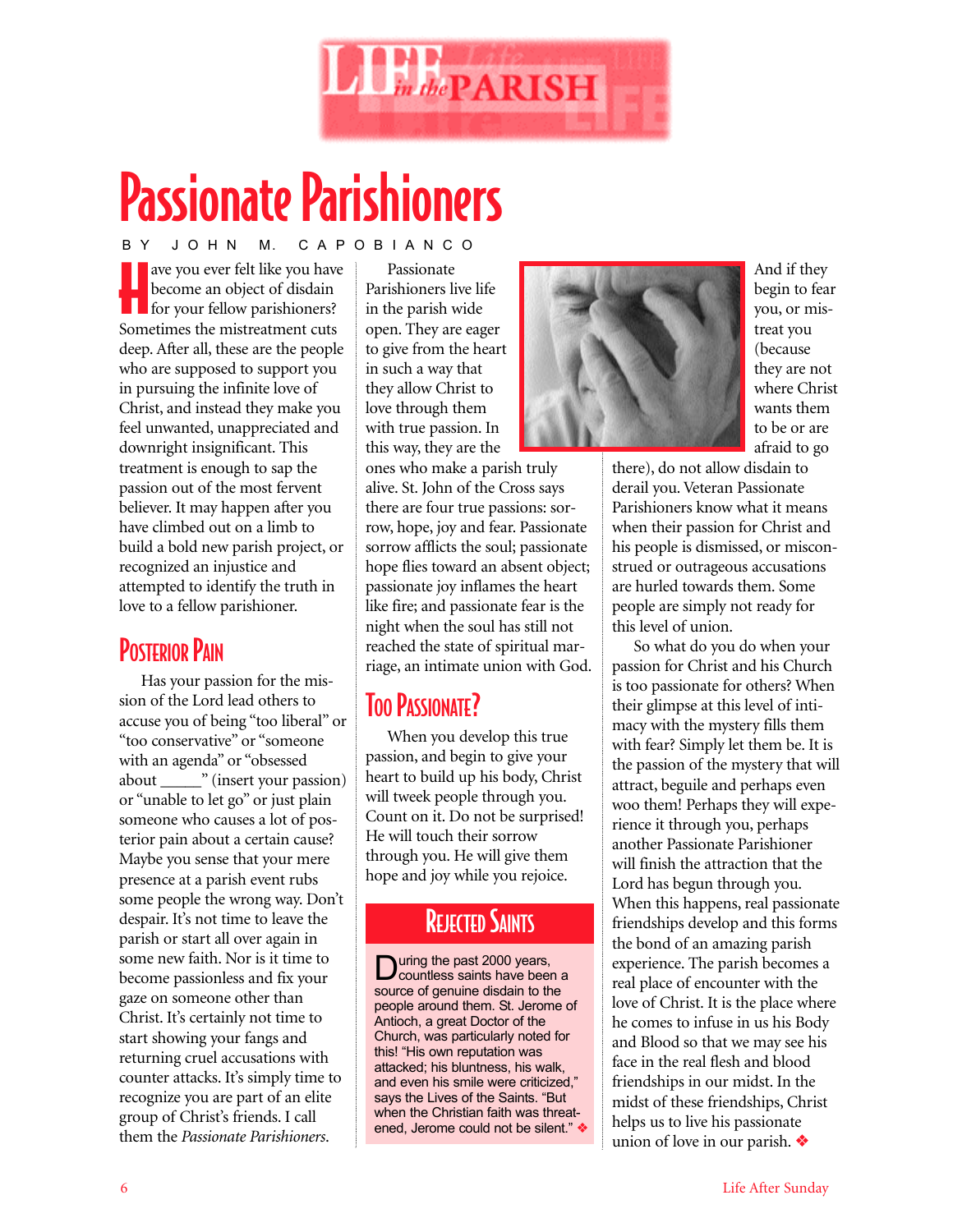# Passionate Parishioners

BY JOHN M. CAPOBIANCO

Have you ever felt like you have become an object of disdain for your fellow parishioners? Sometimes the mistreatment cuts deep. After all, these are the people who are supposed to support you in pursuing the infinite love of Christ, and instead they make you feel unwanted, unappreciated and downright insignificant. This treatment is enough to sap the passion out of the most fervent believer. It may happen after you have climbed out on a limb to build a bold new parish project, or recognized an injustice and attempted to identify the truth in love to a fellow parishioner.

## Posterior Pain

Has your passion for the mission of the Lord lead others to accuse you of being "too liberal" or "too conservative" or "someone with an agenda" or "obsessed about _____" (insert your passion) or "unable to let go" or just plain someone who causes a lot of posterior pain about a certain cause? Maybe you sense that your mere presence at a parish event rubs some people the wrong way. Don't despair. It's not time to leave the parish or start all over again in some new faith. Nor is it time to become passionless and fix your gaze on someone other than Christ. It's certainly not time to start showing your fangs and returning cruel accusations with counter attacks. It's simply time to recognize you are part of an elite group of Christ's friends. I call them the *Passionate Parishioners.*

Passionate Parishioners live life in the parish wide open. They are eager to give from the heart in such a way that they allow Christ to love through them with true passion. In this way, they are the ones who make a parish truly alive. St. John of the Cross says there are four true passions: sorrow, hope, joy and fear. Passionate sorrow afflicts the soul; passionate hope flies toward an absent object; passionate joy inflames the heart like fire; and passionate fear is the night when the soul has still not reached the state of spiritual marriage, an intimate union with God.

## Too Passionate?

When you develop this true passion, and begin to give your heart to build up his body, Christ will tweek people through you. Count on it. Do not be surprised! He will touch their sorrow through you. He will give them hope and joy while you rejoice.

And if they begin to fear you, or mistreat you (because they are not where Christ wants them to be or are afraid to go there), do not allow disdain to derail you. Veteran Passionate Parishioners know what it means when their passion for Christ and his people is dismissed, or misconstrued or outrageous accusations are hurled towards them. Some people are simply not ready for this level of union.

So what do you do when your passion for Christ and his Church is too passionate for others? When their glimpse at this level of intimacy with the mystery fills them with fear? Simply let them be. It is the passion of the mystery that will attract, beguile and perhaps even woo them! Perhaps they will experience it through you, perhaps another Passionate Parishioner will finish the attraction that the Lord has begun through you. When this happens, real passionate friendships develop and this forms the bond of an amazing parish experience. The parish becomes a real place of encounter with the love of Christ. It is the place where he comes to infuse in us his Body and Blood so that we may see his face in the real flesh and blood friendships in our midst. In the midst of these friendships, Christ helps us to live his passionate union of love in our parish. ❖

## Rejected Saints

During the past 2000 years, countless saints have been a source of genuine disdain to the people around them. St. Jerome of Antioch, a great Doctor of the Church, was particularly noted for this! "His own reputation was attacked; his bluntness, his walk, and even his smile were criticized," says the Lives of the Saints. "But when the Christian faith was threatened, Jerome could not be silent." ❖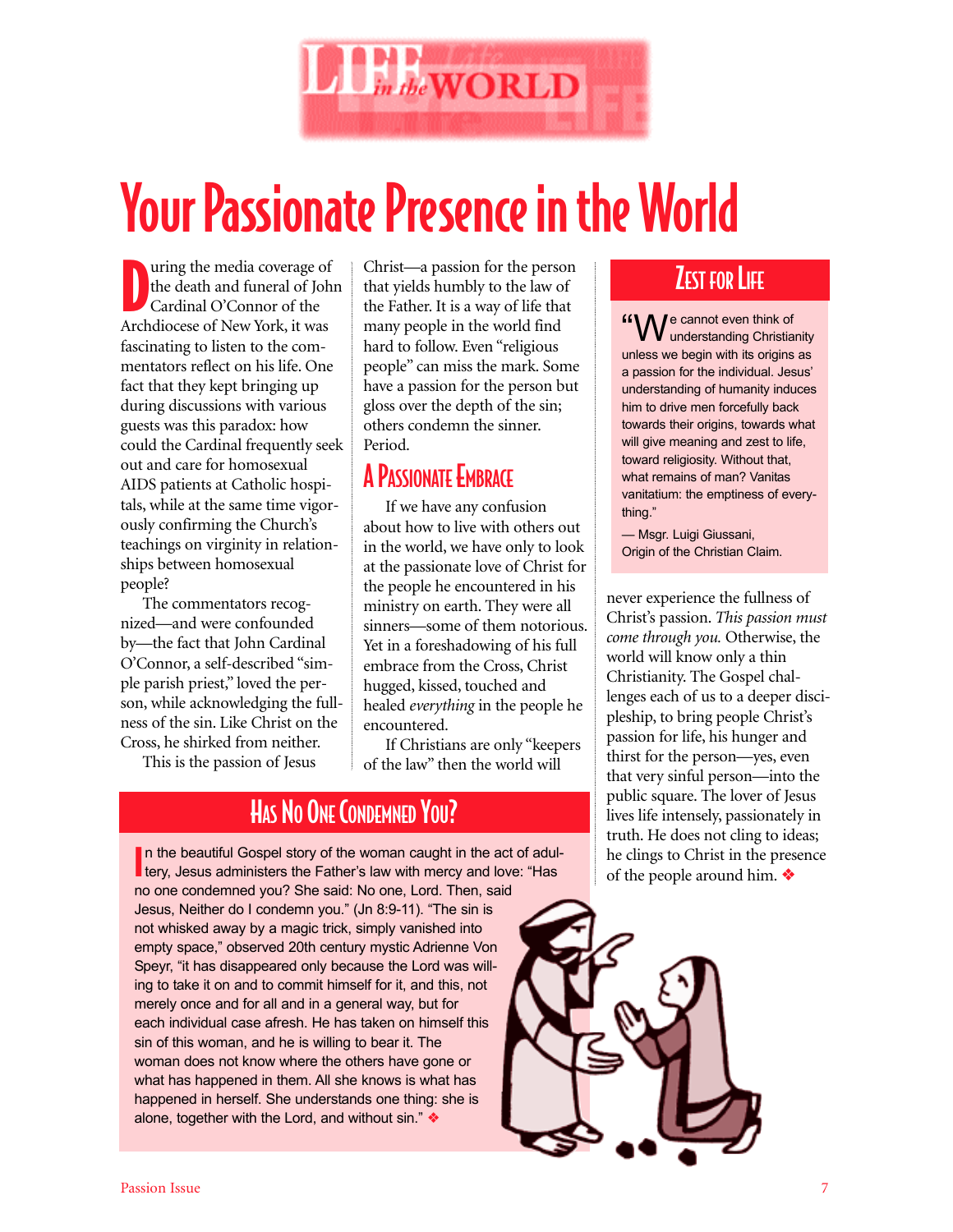LIFE in the WORLD

# Your Passionate Presence in the World

During the media coverage of the death and funeral of John Cardinal O'Connor of the Archdiocese of New York, it was fascinating to listen to the commentators reflect on his life. One fact that they kept bringing up during discussions with various guests was this paradox: how could the Cardinal frequently seek out and care for homosexual AIDS patients at Catholic hospitals, while at the same time vigorously confirming the Church's teachings on virginity in relationships between homosexual people?

The commentators recognized—and were confounded by—the fact that John Cardinal O'Connor, a self-described "simple parish priest," loved the person, while acknowledging the fullness of the sin. Like Christ on the Cross, he shirked from neither.

This is the passion of Jesus Christ—a passion for the person that yields humbly to the law of the Father. It is a way of life that many people in the world find hard to follow. Even "religious people" can miss the mark. Some have a passion for the person but gloss over the depth of the sin; others condemn the sinner. Period.

## A Passionate Embrace

If we have any confusion about how to live with others out in the world, we have only to look at the passionate love of Christ for the people he encountered in his ministry on earth. They were all sinners—some of them notorious. Yet in a foreshadowing of his full embrace from the Cross, Christ hugged, kissed, touched and healed *everything* in the people he encountered.

If Christians are only "keepers of the law" then the world will never experience the fullness of Christ's passion. *This passion must come through you.* Otherwise, the world will know only a thin Christianity. The Gospel challenges each of us to a deeper discipleship, to bring people Christ's passion for life, his hunger and thirst for the person—yes, even that very sinful person—into the public square. The lover of Jesus lives life intensely, passionately in truth. He does not cling to ideas; he clings to Christ in the presence of the people around him. ❖

## Zest for Life

"We cannot even think of understanding Christianity unless we begin with its origins as a passion for the individual. Jesus' understanding of humanity induces him to drive men forcefully back towards their origins, towards what will give meaning and zest to life, toward religiosity. Without that, what remains of man? Vanitas vanitatium: the emptiness of everything."

— Msgr. Luigi Giussani, Origin of the Christian Claim.

## Has No One Condemned You?

In the beautiful Gospel story of the woman caught in the act of adultery, Jesus administers the Father's law with mercy and love: "Has no one condemned you? She said: No one, Lord. Then, said Jesus, Neither do I condemn you." (Jn 8:9-11). "The sin is not whisked away by a magic trick, simply vanished into empty space," observed 20th century mystic Adrienne Von Speyr, "it has disappeared only because the Lord was willing to take it on and to commit himself for it, and this, not merely once and for all and in a general way, but for each individual case afresh. He has taken on himself this sin of this woman, and he is willing to bear it. The woman does not know where the others have gone or what has happened in them. All she knows is what has happened in herself. She understands one thing: she is alone, together with the Lord, and without sin." ❖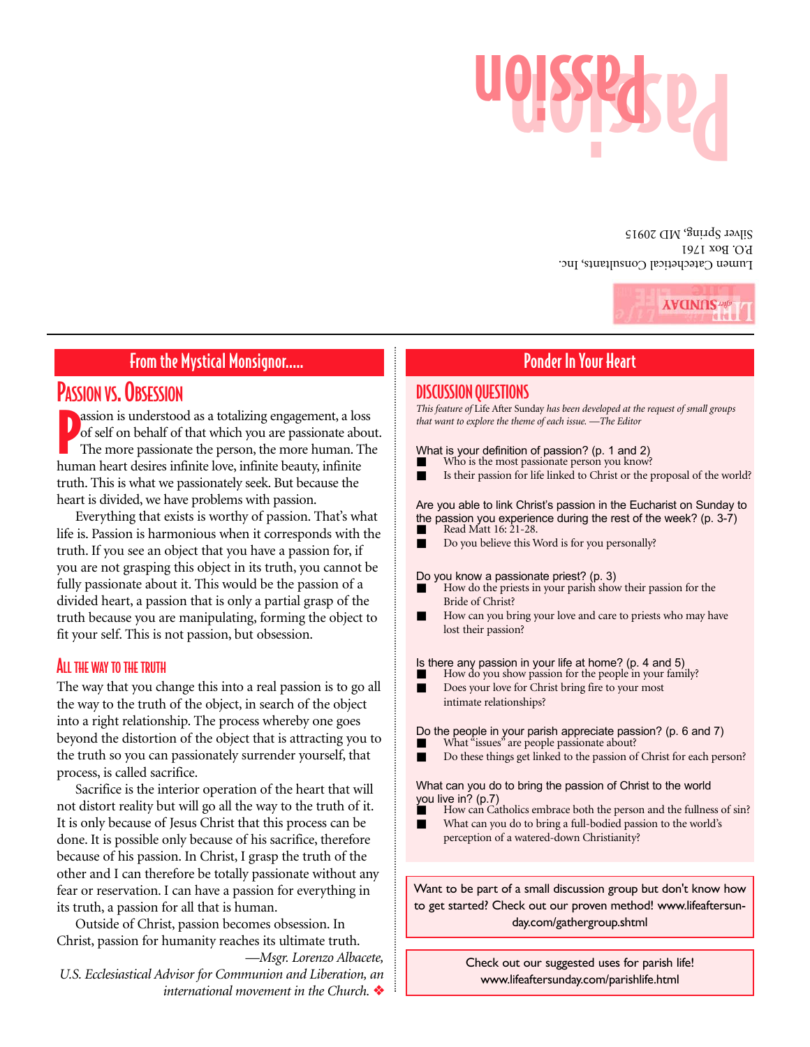Lumen Catechetical Consultants, Inc.
P.O. Box 1761
Silver Spring, MD 20915

## From the Mystical Monsignor.....

# Passion vs. Obsession

Passion is understood as a totalizing engagement, a loss of self on behalf of that which you are passionate about. The more passionate the person, the more human. The human heart desires infinite love, infinite beauty, infinite truth. This is what we passionately seek. But because the heart is divided, we have problems with passion.

Everything that exists is worthy of passion. That's what life is. Passion is harmonious when it corresponds with the truth. If you see an object that you have a passion for, if you are not grasping this object in its truth, you cannot be fully passionate about it. This would be the passion of a divided heart, a passion that is only a partial grasp of the truth because you are manipulating, forming the object to fit your self. This is not passion, but obsession.

### All the way to the truth

The way that you change this into a real passion is to go all the way to the truth of the object, in search of the object into a right relationship. The process whereby one goes beyond the distortion of the object that is attracting you to the truth so you can passionately surrender yourself, that process, is called sacrifice.

Sacrifice is the interior operation of the heart that will not distort reality but will go all the way to the truth of it. It is only because of Jesus Christ that this process can be done. It is possible only because of his sacrifice, therefore because of his passion. In Christ, I grasp the truth of the other and I can therefore be totally passionate without any fear or reservation. I can have a passion for everything in its truth, a passion for all that is human.

Outside of Christ, passion becomes obsession. In Christ, passion for humanity reaches its ultimate truth.

*—Msgr. Lorenzo Albacete, U.S. Ecclesiastical Advisor for Communion and Liberation, an international movement in the Church.* ❖

## Ponder In Your Heart

### Discussion Questions

*This feature of Life After Sunday has been developed at the request of small groups that want to explore the theme of each issue. —The Editor*

What is your definition of passion? (p. 1 and 2)
- Who is the most passionate person you know?
- Is their passion for life linked to Christ or the proposal of the world?

Are you able to link Christ's passion in the Eucharist on Sunday to the passion you experience during the rest of the week? (p. 3-7)
- Read Matt 16: 21-28.
- Do you believe this Word is for you personally?

Do you know a passionate priest? (p. 3)
- How do the priests in your parish show their passion for the Bride of Christ?
- How can you bring your love and care to priests who may have lost their passion?

Is there any passion in your life at home? (p. 4 and 5)
- How do you show passion for the people in your family?
- Does your love for Christ bring fire to your most intimate relationships?

Do the people in your parish appreciate passion? (p. 6 and 7)
- What "issues" are people passionate about?
- Do these things get linked to the passion of Christ for each person?

What can you do to bring the passion of Christ to the world you live in? (p.7)
- How can Catholics embrace both the person and the fullness of sin?
- What can you do to bring a full-bodied passion to the world's perception of a watered-down Christianity?

Want to be part of a small discussion group but don't know how to get started? Check out our proven method! www.lifeaftersunday.com/gathergroup.shtml

Check out our suggested uses for parish life! www.lifeaftersunday.com/parishlife.html